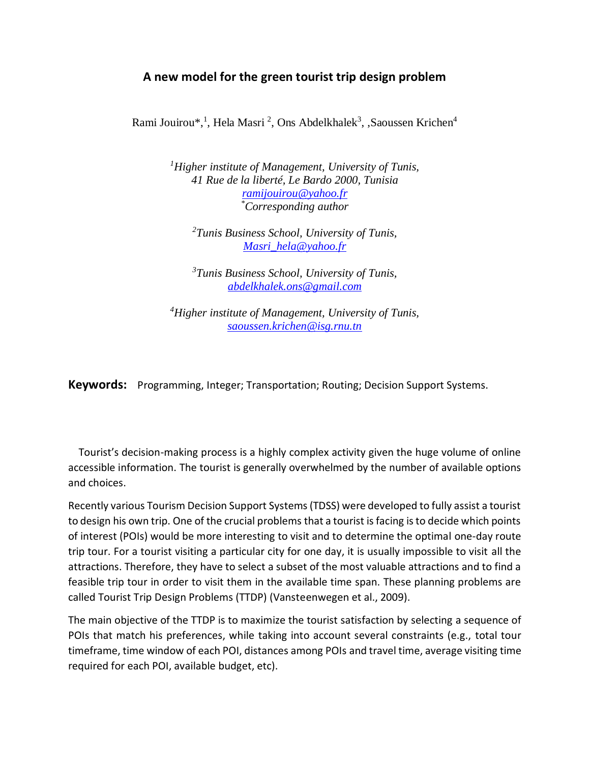# A new model for the green tourist trip design problem

Rami Jouirou*,[1], Hela Masri [2], Ons Abdelkhalek[3], ,Saoussen Krichen[4]

[1]*Higher institute of Management, University of Tunis,*
*41 Rue de la liberté, Le Bardo 2000, Tunisia*
*ramijouirou@yahoo.fr*
[*]*Corresponding author*

[2]*Tunis Business School, University of Tunis,*
*Masri_hela@yahoo.fr*

[3]*Tunis Business School, University of Tunis,*
*abdelkhalek.ons@gmail.com*

[4]*Higher institute of Management, University of Tunis,*
*saoussen.krichen@isg.rnu.tn*

**Keywords:** Programming, Integer; Transportation; Routing; Decision Support Systems.

Tourist's decision-making process is a highly complex activity given the huge volume of online accessible information. The tourist is generally overwhelmed by the number of available options and choices.

Recently various Tourism Decision Support Systems (TDSS) were developed to fully assist a tourist to design his own trip. One of the crucial problems that a tourist is facing is to decide which points of interest (POIs) would be more interesting to visit and to determine the optimal one-day route trip tour. For a tourist visiting a particular city for one day, it is usually impossible to visit all the attractions. Therefore, they have to select a subset of the most valuable attractions and to find a feasible trip tour in order to visit them in the available time span. These planning problems are called Tourist Trip Design Problems (TTDP) (Vansteenwegen et al., 2009).

The main objective of the TTDP is to maximize the tourist satisfaction by selecting a sequence of POIs that match his preferences, while taking into account several constraints (e.g., total tour timeframe, time window of each POI, distances among POIs and travel time, average visiting time required for each POI, available budget, etc).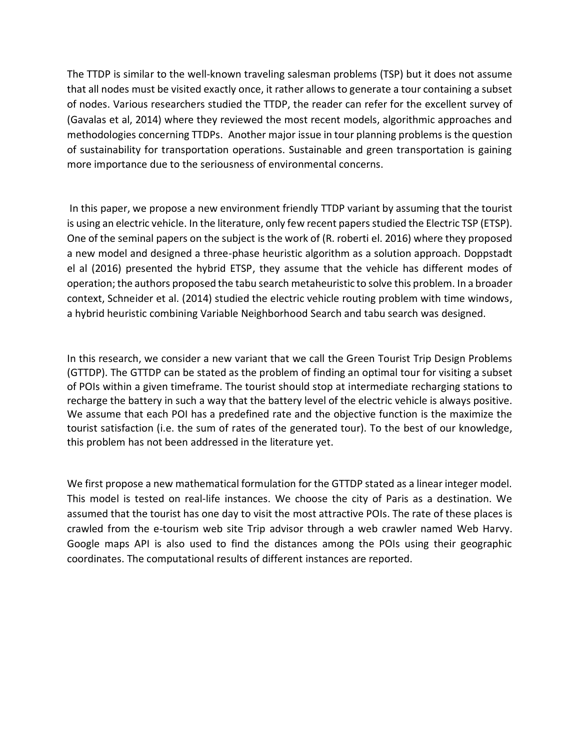The TTDP is similar to the well-known traveling salesman problems (TSP) but it does not assume that all nodes must be visited exactly once, it rather allows to generate a tour containing a subset of nodes. Various researchers studied the TTDP, the reader can refer for the excellent survey of (Gavalas et al, 2014) where they reviewed the most recent models, algorithmic approaches and methodologies concerning TTDPs. Another major issue in tour planning problems is the question of sustainability for transportation operations. Sustainable and green transportation is gaining more importance due to the seriousness of environmental concerns.

In this paper, we propose a new environment friendly TTDP variant by assuming that the tourist is using an electric vehicle. In the literature, only few recent papers studied the Electric TSP (ETSP). One of the seminal papers on the subject is the work of (R. roberti el. 2016) where they proposed a new model and designed a three-phase heuristic algorithm as a solution approach. Doppstadt el al (2016) presented the hybrid ETSP, they assume that the vehicle has different modes of operation; the authors proposed the tabu search metaheuristic to solve this problem. In a broader context, Schneider et al. (2014) studied the electric vehicle routing problem with time windows, a hybrid heuristic combining Variable Neighborhood Search and tabu search was designed.

In this research, we consider a new variant that we call the Green Tourist Trip Design Problems (GTTDP). The GTTDP can be stated as the problem of finding an optimal tour for visiting a subset of POIs within a given timeframe. The tourist should stop at intermediate recharging stations to recharge the battery in such a way that the battery level of the electric vehicle is always positive. We assume that each POI has a predefined rate and the objective function is the maximize the tourist satisfaction (i.e. the sum of rates of the generated tour). To the best of our knowledge, this problem has not been addressed in the literature yet.

We first propose a new mathematical formulation for the GTTDP stated as a linear integer model. This model is tested on real-life instances. We choose the city of Paris as a destination. We assumed that the tourist has one day to visit the most attractive POIs. The rate of these places is crawled from the e-tourism web site Trip advisor through a web crawler named Web Harvy. Google maps API is also used to find the distances among the POIs using their geographic coordinates. The computational results of different instances are reported.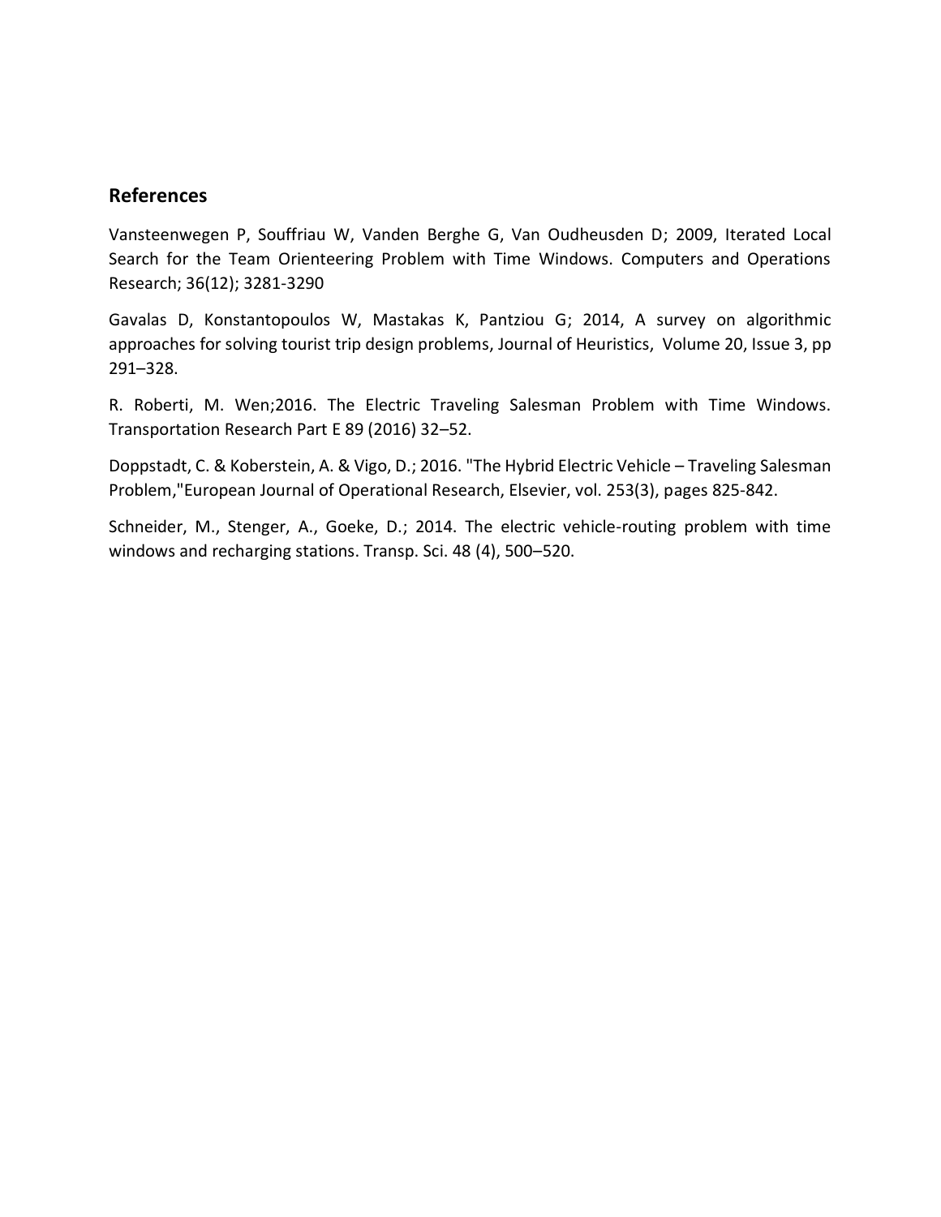## References

Vansteenwegen P, Souffriau W, Vanden Berghe G, Van Oudheusden D; 2009, Iterated Local Search for the Team Orienteering Problem with Time Windows. Computers and Operations Research; 36(12); 3281-3290

Gavalas D, Konstantopoulos W, Mastakas K, Pantziou G; 2014, A survey on algorithmic approaches for solving tourist trip design problems, Journal of Heuristics, Volume 20, Issue 3, pp 291–328.

R. Roberti, M. Wen;2016. The Electric Traveling Salesman Problem with Time Windows. Transportation Research Part E 89 (2016) 32–52.

Doppstadt, C. & Koberstein, A. & Vigo, D.; 2016. "The Hybrid Electric Vehicle – Traveling Salesman Problem,"European Journal of Operational Research, Elsevier, vol. 253(3), pages 825-842.

Schneider, M., Stenger, A., Goeke, D.; 2014. The electric vehicle-routing problem with time windows and recharging stations. Transp. Sci. 48 (4), 500–520.